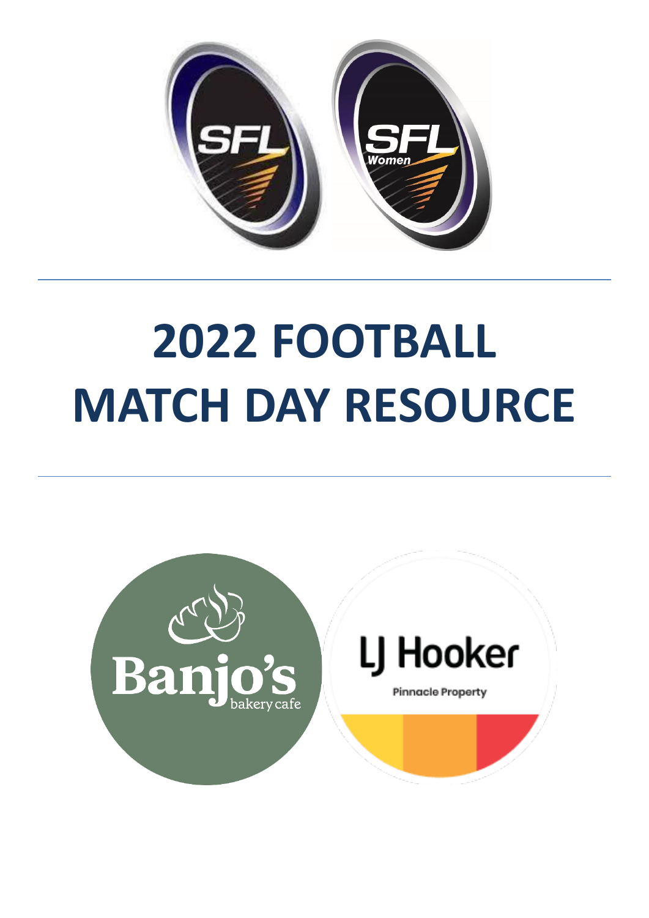# 2022 FOOTBALL MATCH DAY RESOURCE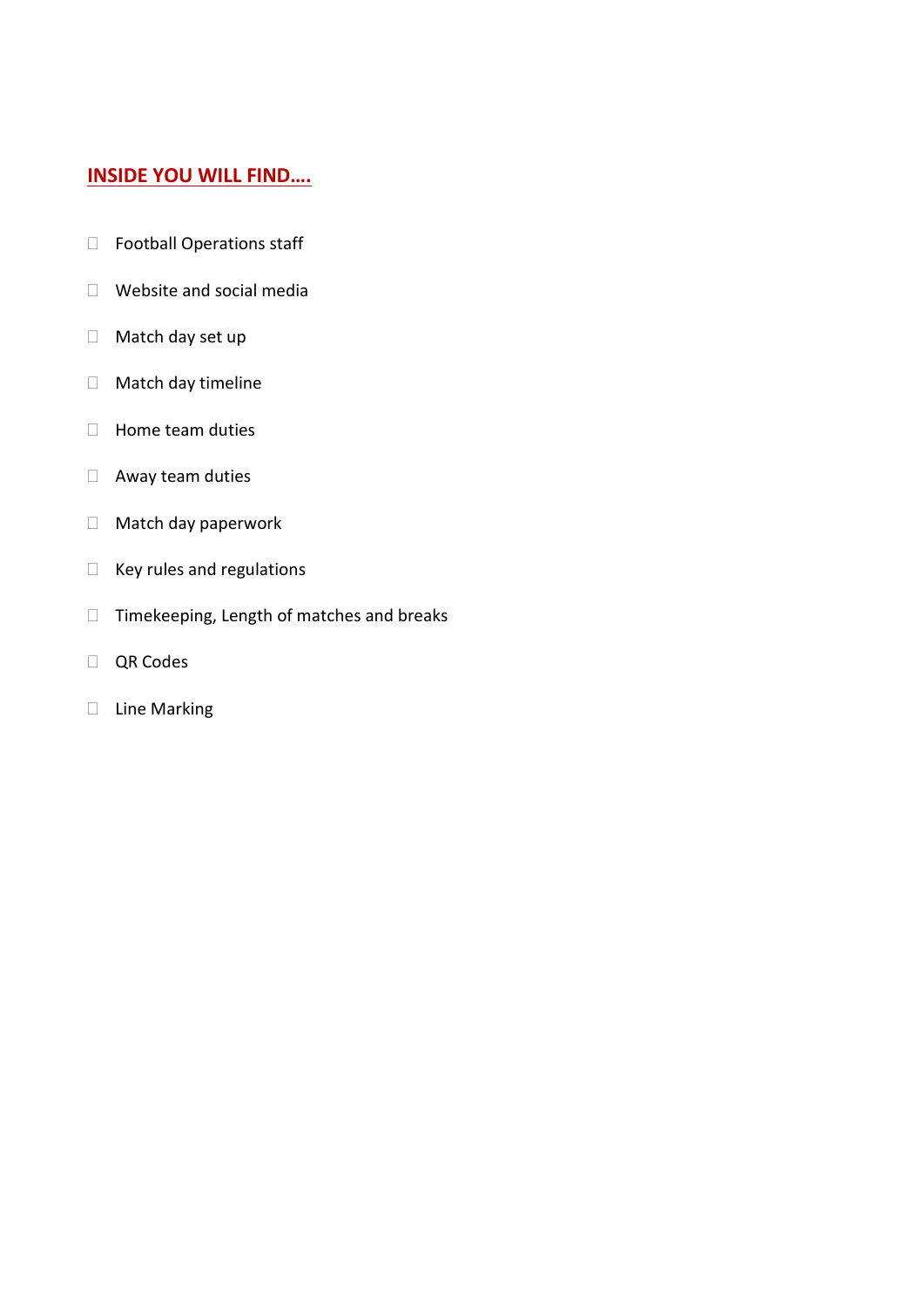## INSIDE YOU WILL FIND….

- Football Operations staff
- Website and social media
- Match day set up
- Match day timeline
- Home team duties
- Away team duties
- Match day paperwork
- Key rules and regulations
- Timekeeping, Length of matches and breaks
- QR Codes
- Line Marking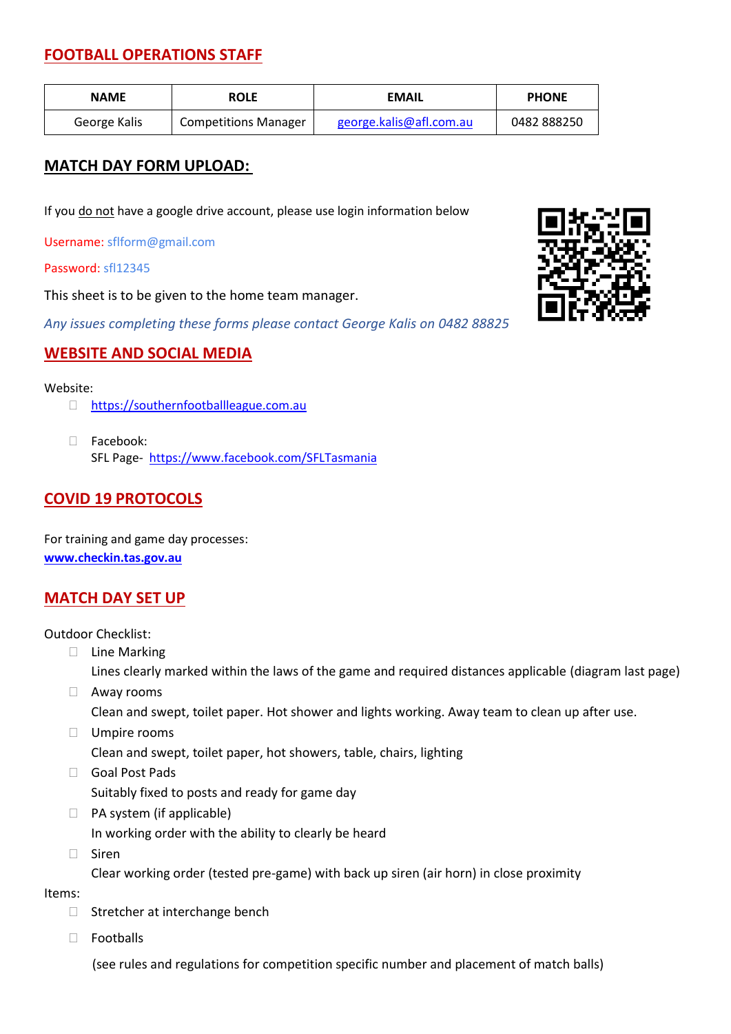## FOOTBALL OPERATIONS STAFF

| NAME | ROLE | EMAIL | PHONE |
|---|---|---|---|
| George Kalis | Competitions Manager | george.kalis@afl.com.au | 0482 888250 |

## MATCH DAY FORM UPLOAD:

If you do not have a google drive account, please use login information below

Username: sflform@gmail.com

Password: sfl12345

This sheet is to be given to the home team manager.

*Any issues completing these forms please contact George Kalis on 0482 88825*

## WEBSITE AND SOCIAL MEDIA

Website:

- https://southernfootballleague.com.au

- Facebook:
  SFL Page- https://www.facebook.com/SFLTasmania

## COVID 19 PROTOCOLS

For training and game day processes:
**www.checkin.tas.gov.au**

## MATCH DAY SET UP

Outdoor Checklist:

- Line Marking
  Lines clearly marked within the laws of the game and required distances applicable (diagram last page)
- Away rooms
  Clean and swept, toilet paper. Hot shower and lights working. Away team to clean up after use.
- Umpire rooms
  Clean and swept, toilet paper, hot showers, table, chairs, lighting
- Goal Post Pads
  Suitably fixed to posts and ready for game day
- PA system (if applicable)
  In working order with the ability to clearly be heard
- Siren
  Clear working order (tested pre-game) with back up siren (air horn) in close proximity

Items:

- Stretcher at interchange bench

- Footballs

  (see rules and regulations for competition specific number and placement of match balls)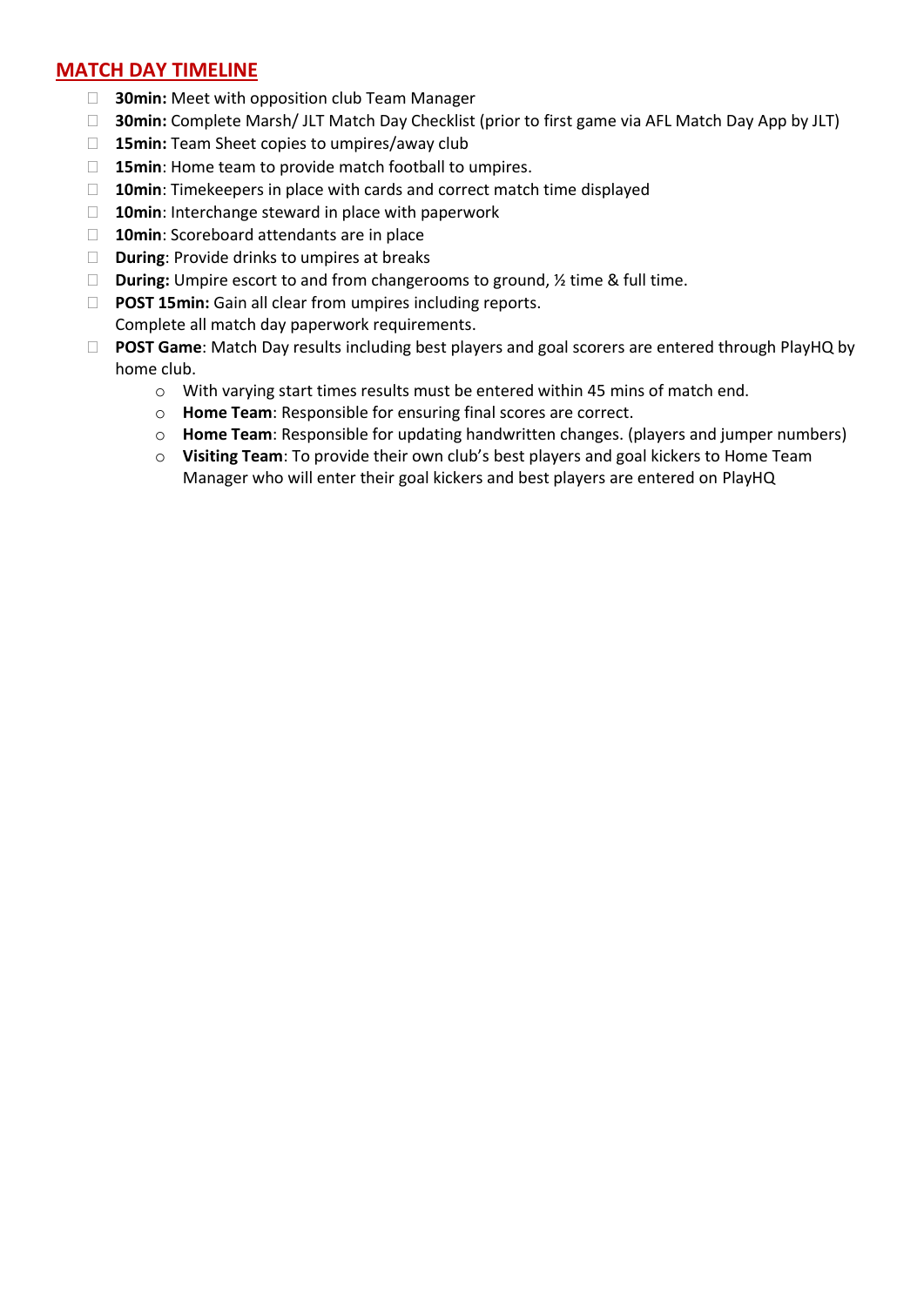## MATCH DAY TIMELINE

- **30min:** Meet with opposition club Team Manager
- **30min:** Complete Marsh/ JLT Match Day Checklist (prior to first game via AFL Match Day App by JLT)
- **15min:** Team Sheet copies to umpires/away club
- **15min**: Home team to provide match football to umpires.
- **10min**: Timekeepers in place with cards and correct match time displayed
- **10min**: Interchange steward in place with paperwork
- **10min**: Scoreboard attendants are in place
- **During**: Provide drinks to umpires at breaks
- **During:** Umpire escort to and from changerooms to ground, ½ time & full time.
- **POST 15min:** Gain all clear from umpires including reports.
  Complete all match day paperwork requirements.
- **POST Game**: Match Day results including best players and goal scorers are entered through PlayHQ by home club.
  - With varying start times results must be entered within 45 mins of match end.
  - **Home Team**: Responsible for ensuring final scores are correct.
  - **Home Team**: Responsible for updating handwritten changes. (players and jumper numbers)
  - **Visiting Team**: To provide their own club's best players and goal kickers to Home Team Manager who will enter their goal kickers and best players are entered on PlayHQ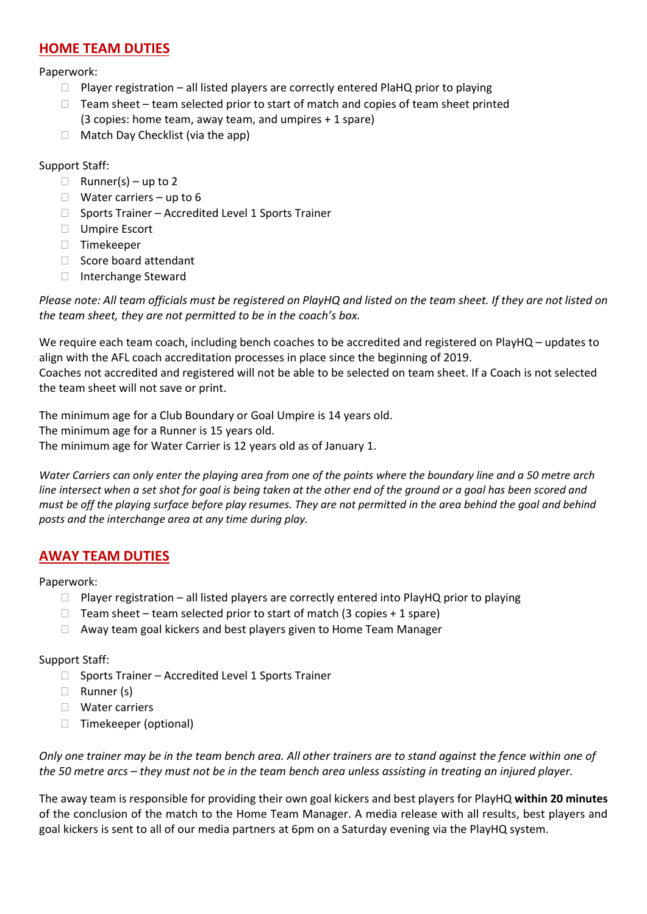## HOME TEAM DUTIES

Paperwork:

- Player registration – all listed players are correctly entered PlaHQ prior to playing
- Team sheet – team selected prior to start of match and copies of team sheet printed (3 copies: home team, away team, and umpires + 1 spare)
- Match Day Checklist (via the app)

Support Staff:

- Runner(s) – up to 2
- Water carriers – up to 6
- Sports Trainer – Accredited Level 1 Sports Trainer
- Umpire Escort
- Timekeeper
- Score board attendant
- Interchange Steward

*Please note: All team officials must be registered on PlayHQ and listed on the team sheet. If they are not listed on the team sheet, they are not permitted to be in the coach's box.*

We require each team coach, including bench coaches to be accredited and registered on PlayHQ – updates to align with the AFL coach accreditation processes in place since the beginning of 2019.
Coaches not accredited and registered will not be able to be selected on team sheet. If a Coach is not selected the team sheet will not save or print.

The minimum age for a Club Boundary or Goal Umpire is 14 years old.
The minimum age for a Runner is 15 years old.
The minimum age for Water Carrier is 12 years old as of January 1.

*Water Carriers can only enter the playing area from one of the points where the boundary line and a 50 metre arch line intersect when a set shot for goal is being taken at the other end of the ground or a goal has been scored and must be off the playing surface before play resumes. They are not permitted in the area behind the goal and behind posts and the interchange area at any time during play.*

## AWAY TEAM DUTIES

Paperwork:

- Player registration – all listed players are correctly entered into PlayHQ prior to playing
- Team sheet – team selected prior to start of match (3 copies + 1 spare)
- Away team goal kickers and best players given to Home Team Manager

Support Staff:

- Sports Trainer – Accredited Level 1 Sports Trainer
- Runner (s)
- Water carriers
- Timekeeper (optional)

*Only one trainer may be in the team bench area. All other trainers are to stand against the fence within one of the 50 metre arcs – they must not be in the team bench area unless assisting in treating an injured player.*

The away team is responsible for providing their own goal kickers and best players for PlayHQ **within 20 minutes** of the conclusion of the match to the Home Team Manager. A media release with all results, best players and goal kickers is sent to all of our media partners at 6pm on a Saturday evening via the PlayHQ system.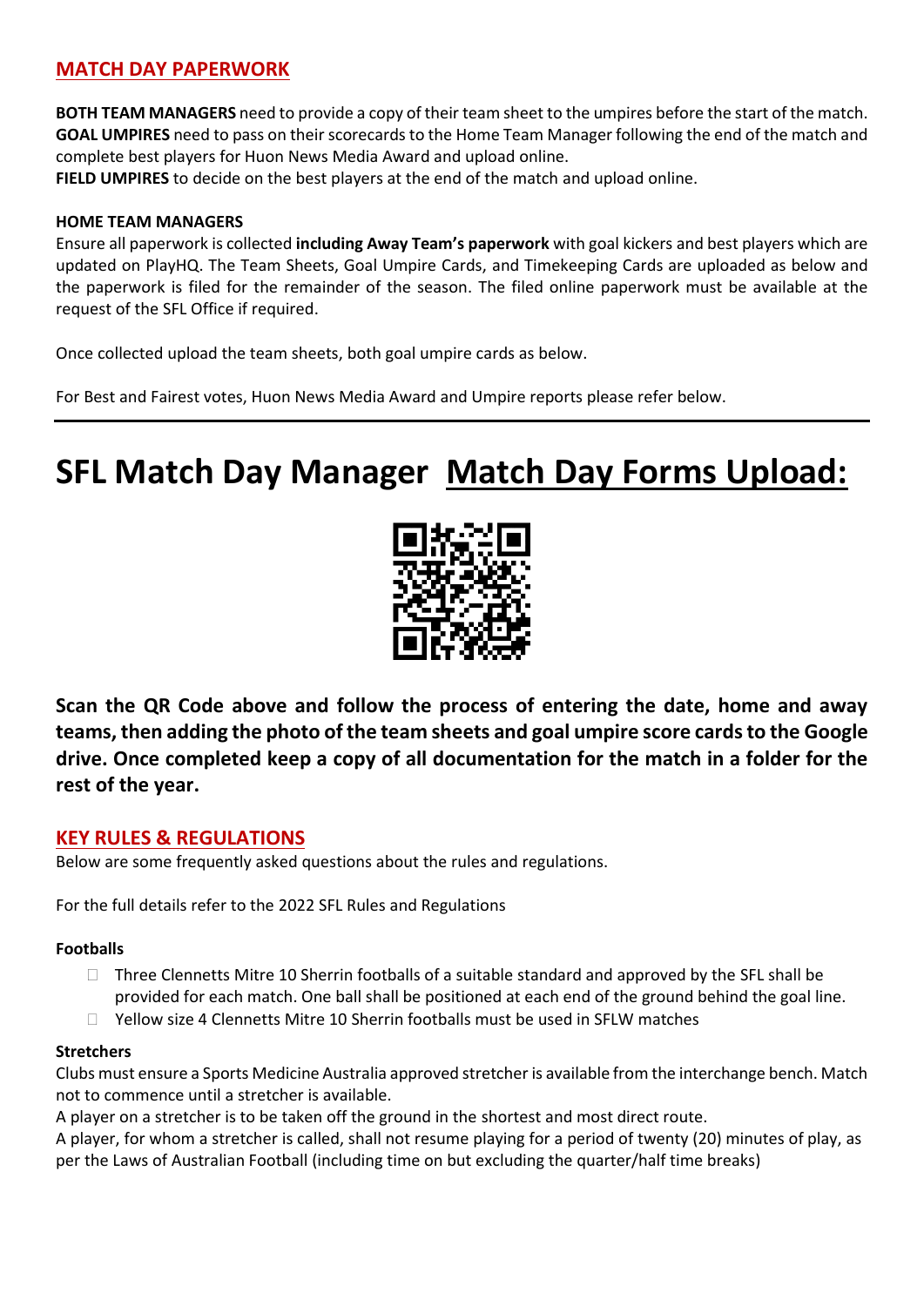## MATCH DAY PAPERWORK

**BOTH TEAM MANAGERS** need to provide a copy of their team sheet to the umpires before the start of the match.
**GOAL UMPIRES** need to pass on their scorecards to the Home Team Manager following the end of the match and complete best players for Huon News Media Award and upload online.
**FIELD UMPIRES** to decide on the best players at the end of the match and upload online.

**HOME TEAM MANAGERS**
Ensure all paperwork is collected **including Away Team's paperwork** with goal kickers and best players which are updated on PlayHQ. The Team Sheets, Goal Umpire Cards, and Timekeeping Cards are uploaded as below and the paperwork is filed for the remainder of the season. The filed online paperwork must be available at the request of the SFL Office if required.

Once collected upload the team sheets, both goal umpire cards as below.

For Best and Fairest votes, Huon News Media Award and Umpire reports please refer below.

---

# SFL Match Day Manager Match Day Forms Upload:

**Scan the QR Code above and follow the process of entering the date, home and away teams, then adding the photo of the team sheets and goal umpire score cards to the Google drive. Once completed keep a copy of all documentation for the match in a folder for the rest of the year.**

## KEY RULES & REGULATIONS

Below are some frequently asked questions about the rules and regulations.

For the full details refer to the 2022 SFL Rules and Regulations

**Footballs**

- Three Clennetts Mitre 10 Sherrin footballs of a suitable standard and approved by the SFL shall be provided for each match. One ball shall be positioned at each end of the ground behind the goal line.
- Yellow size 4 Clennetts Mitre 10 Sherrin footballs must be used in SFLW matches

**Stretchers**

Clubs must ensure a Sports Medicine Australia approved stretcher is available from the interchange bench. Match not to commence until a stretcher is available.
A player on a stretcher is to be taken off the ground in the shortest and most direct route.
A player, for whom a stretcher is called, shall not resume playing for a period of twenty (20) minutes of play, as per the Laws of Australian Football (including time on but excluding the quarter/half time breaks)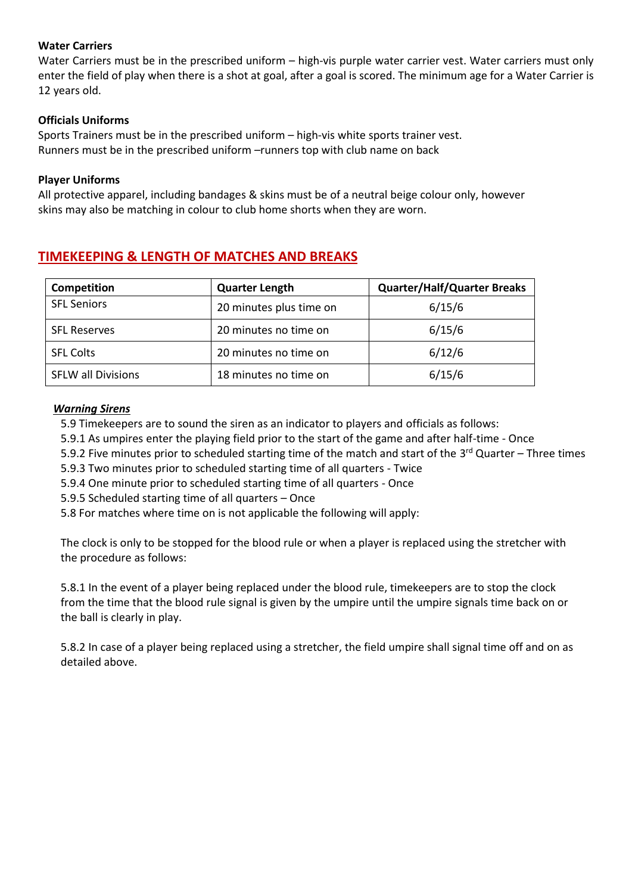**Water Carriers**

Water Carriers must be in the prescribed uniform – high-vis purple water carrier vest. Water carriers must only enter the field of play when there is a shot at goal, after a goal is scored. The minimum age for a Water Carrier is 12 years old.

**Officials Uniforms**

Sports Trainers must be in the prescribed uniform – high-vis white sports trainer vest.
Runners must be in the prescribed uniform –runners top with club name on back

**Player Uniforms**

All protective apparel, including bandages & skins must be of a neutral beige colour only, however skins may also be matching in colour to club home shorts when they are worn.

## TIMEKEEPING & LENGTH OF MATCHES AND BREAKS

| Competition | Quarter Length | Quarter/Half/Quarter Breaks |
|---|---|---|
| SFL Seniors | 20 minutes plus time on | 6/15/6 |
| SFL Reserves | 20 minutes no time on | 6/15/6 |
| SFL Colts | 20 minutes no time on | 6/12/6 |
| SFLW all Divisions | 18 minutes no time on | 6/15/6 |

***Warning Sirens***

5.9 Timekeepers are to sound the siren as an indicator to players and officials as follows:
5.9.1 As umpires enter the playing field prior to the start of the game and after half-time - Once
5.9.2 Five minutes prior to scheduled starting time of the match and start of the 3rd Quarter – Three times
5.9.3 Two minutes prior to scheduled starting time of all quarters - Twice
5.9.4 One minute prior to scheduled starting time of all quarters - Once
5.9.5 Scheduled starting time of all quarters – Once
5.8 For matches where time on is not applicable the following will apply:

The clock is only to be stopped for the blood rule or when a player is replaced using the stretcher with the procedure as follows:

5.8.1 In the event of a player being replaced under the blood rule, timekeepers are to stop the clock from the time that the blood rule signal is given by the umpire until the umpire signals time back on or the ball is clearly in play.

5.8.2 In case of a player being replaced using a stretcher, the field umpire shall signal time off and on as detailed above.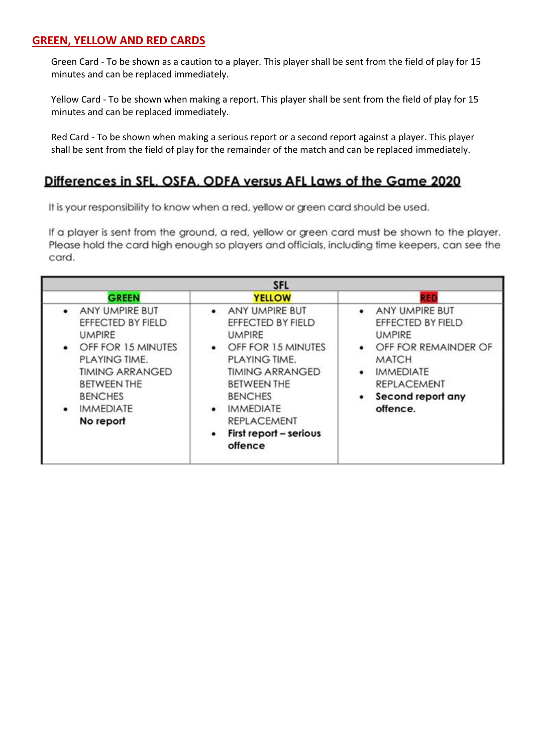## GREEN, YELLOW AND RED CARDS

Green Card - To be shown as a caution to a player. This player shall be sent from the field of play for 15 minutes and can be replaced immediately.

Yellow Card - To be shown when making a report. This player shall be sent from the field of play for 15 minutes and can be replaced immediately.

Red Card - To be shown when making a serious report or a second report against a player. This player shall be sent from the field of play for the remainder of the match and can be replaced immediately.

## Differences in SFL, OSFA, ODFA versus AFL Laws of the Game 2020

It is your responsibility to know when a red, yellow or green card should be used.

If a player is sent from the ground, a red, yellow or green card must be shown to the player. Please hold the card high enough so players and officials, including time keepers, can see the card.

| SFL | | |
|---|---|---|
| GREEN | YELLOW | RED |
| • ANY UMPIRE BUT EFFECTED BY FIELD UMPIRE<br>• OFF FOR 15 MINUTES PLAYING TIME. TIMING ARRANGED BETWEEN THE BENCHES<br>• IMMEDIATE **No report** | • ANY UMPIRE BUT EFFECTED BY FIELD UMPIRE<br>• OFF FOR 15 MINUTES PLAYING TIME. TIMING ARRANGED BETWEEN THE BENCHES<br>• IMMEDIATE REPLACEMENT<br>• **First report – serious offence** | • ANY UMPIRE BUT EFFECTED BY FIELD UMPIRE<br>• OFF FOR REMAINDER OF MATCH<br>• IMMEDIATE REPLACEMENT<br>• **Second report any offence.** |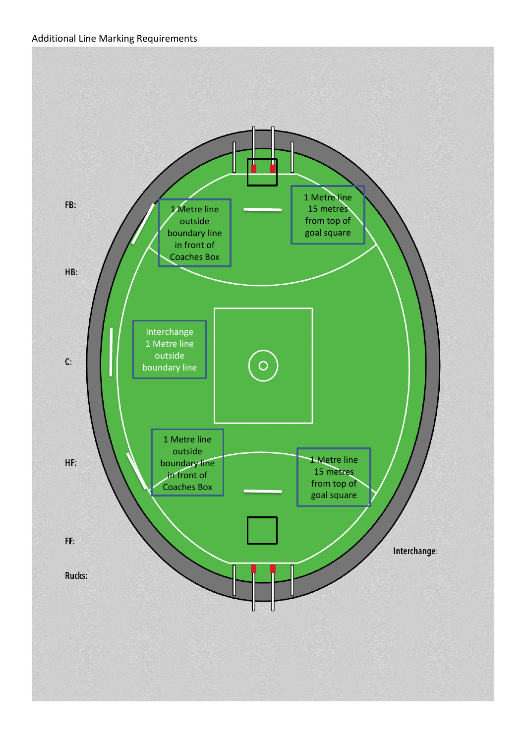Additional Line Marking Requirements

FB:

HB:

C:

HF:

FF:

Rucks:

Interchange:

1 Metre line outside boundary line in front of Coaches Box

1 Metre line 15 metres from top of goal square

Interchange 1 Metre line outside boundary line

1 Metre line outside boundary line in front of Coaches Box

1 Metre line 15 metres from top of goal square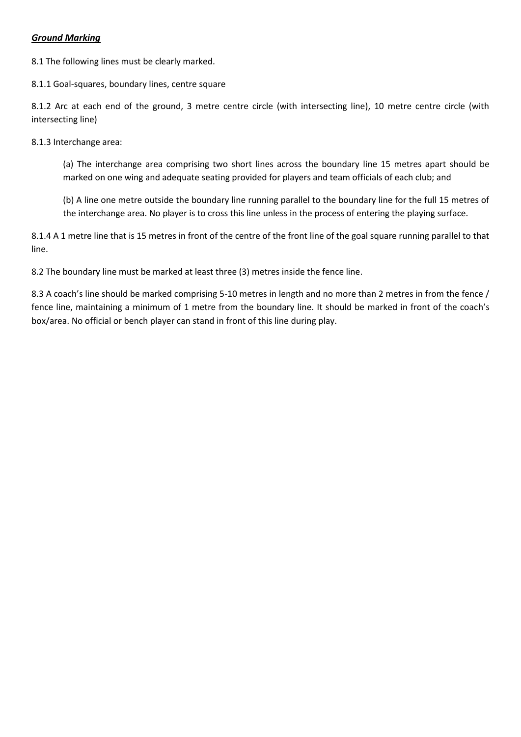***<u>Ground Marking</u>***

8.1 The following lines must be clearly marked.

8.1.1 Goal-squares, boundary lines, centre square

8.1.2 Arc at each end of the ground, 3 metre centre circle (with intersecting line), 10 metre centre circle (with intersecting line)

8.1.3 Interchange area:

> (a) The interchange area comprising two short lines across the boundary line 15 metres apart should be marked on one wing and adequate seating provided for players and team officials of each club; and
>
> (b) A line one metre outside the boundary line running parallel to the boundary line for the full 15 metres of the interchange area. No player is to cross this line unless in the process of entering the playing surface.

8.1.4 A 1 metre line that is 15 metres in front of the centre of the front line of the goal square running parallel to that line.

8.2 The boundary line must be marked at least three (3) metres inside the fence line.

8.3 A coach's line should be marked comprising 5-10 metres in length and no more than 2 metres in from the fence / fence line, maintaining a minimum of 1 metre from the boundary line. It should be marked in front of the coach's box/area. No official or bench player can stand in front of this line during play.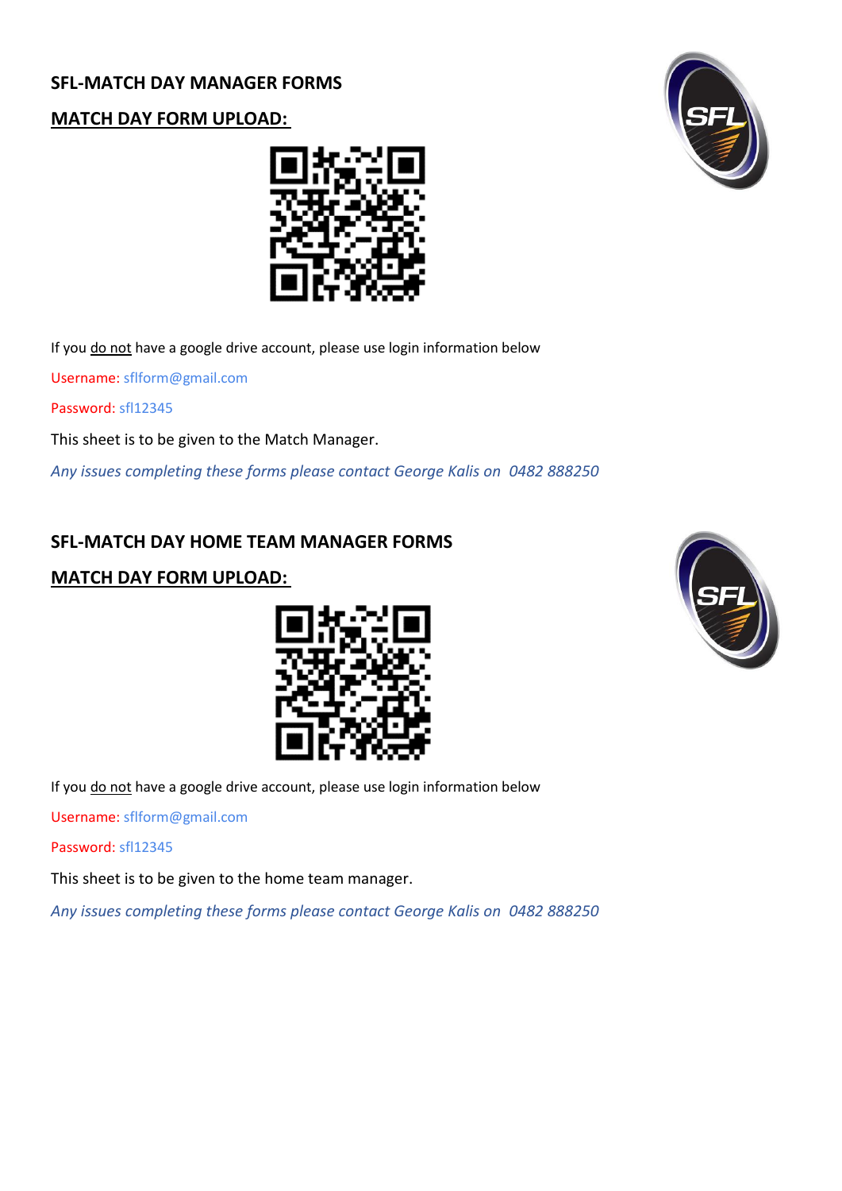## SFL-MATCH DAY MANAGER FORMS

### MATCH DAY FORM UPLOAD:

If you do not have a google drive account, please use login information below

Username: sflform@gmail.com

Password: sfl12345

This sheet is to be given to the Match Manager.

*Any issues completing these forms please contact George Kalis on 0482 888250*

## SFL-MATCH DAY HOME TEAM MANAGER FORMS

### MATCH DAY FORM UPLOAD:

If you do not have a google drive account, please use login information below

Username: sflform@gmail.com

Password: sfl12345

This sheet is to be given to the home team manager.

*Any issues completing these forms please contact George Kalis on 0482 888250*